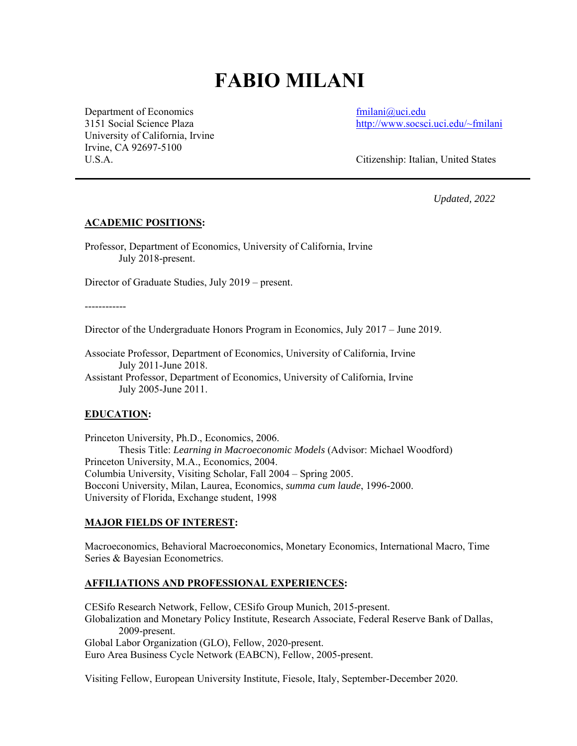# FABIO MILANI

Department of Economics
3151 Social Science Plaza
University of California, Irvine
Irvine, CA 92697-5100
U.S.A.

fmilani@uci.edu
http://www.socsci.uci.edu/~fmilani

Citizenship: Italian, United States

---

*Updated, 2022*

## ACADEMIC POSITIONS:

Professor, Department of Economics, University of California, Irvine
July 2018-present.

Director of Graduate Studies, July 2019 – present.

------------

Director of the Undergraduate Honors Program in Economics, July 2017 – June 2019.

Associate Professor, Department of Economics, University of California, Irvine
July 2011-June 2018.
Assistant Professor, Department of Economics, University of California, Irvine
July 2005-June 2011.

## EDUCATION:

Princeton University, Ph.D., Economics, 2006.
Thesis Title: *Learning in Macroeconomic Models* (Advisor: Michael Woodford)
Princeton University, M.A., Economics, 2004.
Columbia University, Visiting Scholar, Fall 2004 – Spring 2005.
Bocconi University, Milan, Laurea, Economics, *summa cum laude*, 1996-2000.
University of Florida, Exchange student, 1998

## MAJOR FIELDS OF INTEREST:

Macroeconomics, Behavioral Macroeconomics, Monetary Economics, International Macro, Time Series & Bayesian Econometrics.

## AFFILIATIONS AND PROFESSIONAL EXPERIENCES:

CESifo Research Network, Fellow, CESifo Group Munich, 2015-present.
Globalization and Monetary Policy Institute, Research Associate, Federal Reserve Bank of Dallas, 2009-present.
Global Labor Organization (GLO), Fellow, 2020-present.
Euro Area Business Cycle Network (EABCN), Fellow, 2005-present.

Visiting Fellow, European University Institute, Fiesole, Italy, September-December 2020.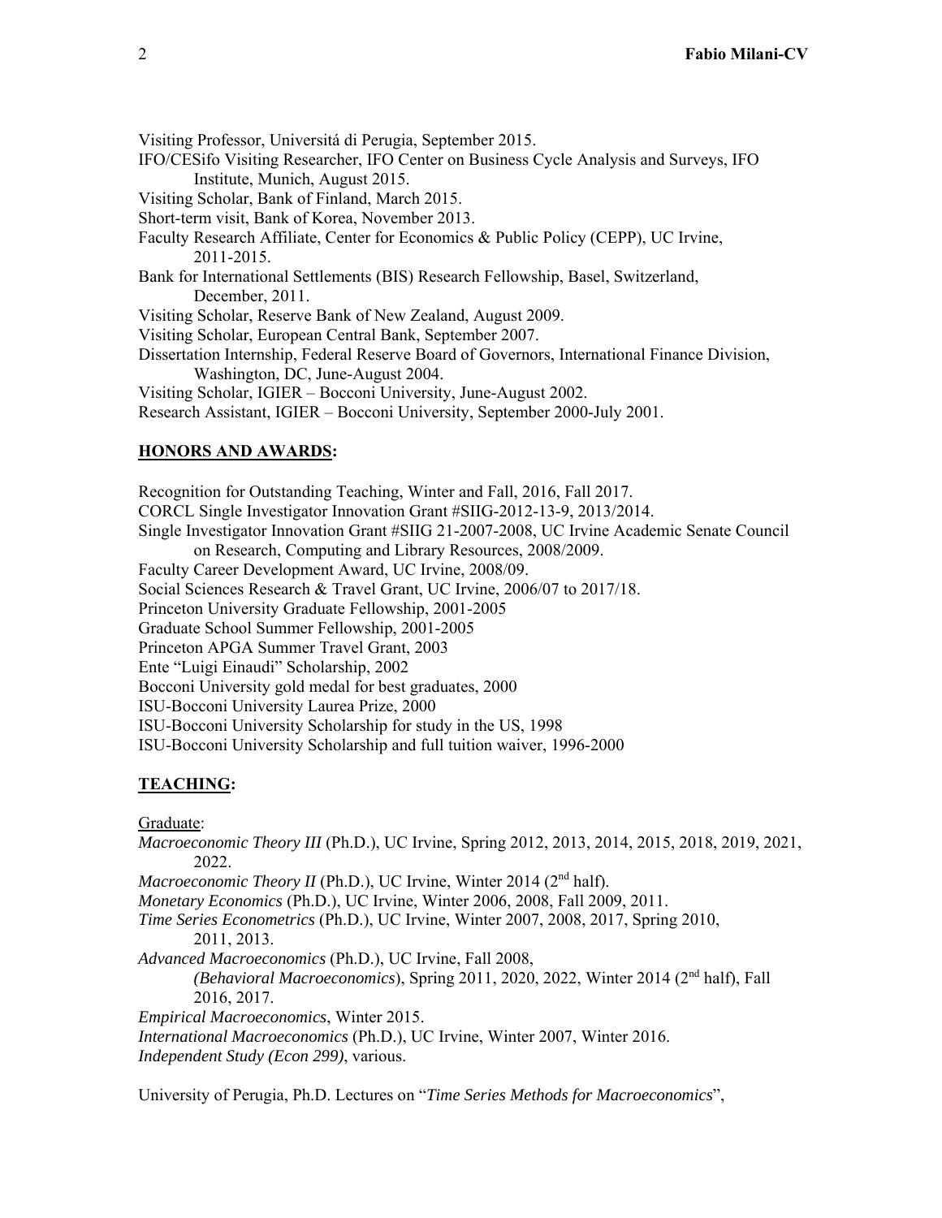Visiting Professor, Universitá di Perugia, September 2015.

IFO/CESifo Visiting Researcher, IFO Center on Business Cycle Analysis and Surveys, IFO Institute, Munich, August 2015.

Visiting Scholar, Bank of Finland, March 2015.

Short-term visit, Bank of Korea, November 2013.

Faculty Research Affiliate, Center for Economics & Public Policy (CEPP), UC Irvine, 2011-2015.

Bank for International Settlements (BIS) Research Fellowship, Basel, Switzerland, December, 2011.

Visiting Scholar, Reserve Bank of New Zealand, August 2009.

Visiting Scholar, European Central Bank, September 2007.

Dissertation Internship, Federal Reserve Board of Governors, International Finance Division, Washington, DC, June-August 2004.

Visiting Scholar, IGIER – Bocconi University, June-August 2002.

Research Assistant, IGIER – Bocconi University, September 2000-July 2001.

## HONORS AND AWARDS:

Recognition for Outstanding Teaching, Winter and Fall, 2016, Fall 2017.

CORCL Single Investigator Innovation Grant #SIIG-2012-13-9, 2013/2014.

Single Investigator Innovation Grant #SIIG 21-2007-2008, UC Irvine Academic Senate Council on Research, Computing and Library Resources, 2008/2009.

Faculty Career Development Award, UC Irvine, 2008/09.

Social Sciences Research & Travel Grant, UC Irvine, 2006/07 to 2017/18.

Princeton University Graduate Fellowship, 2001-2005

Graduate School Summer Fellowship, 2001-2005

Princeton APGA Summer Travel Grant, 2003

Ente "Luigi Einaudi" Scholarship, 2002

Bocconi University gold medal for best graduates, 2000

ISU-Bocconi University Laurea Prize, 2000

ISU-Bocconi University Scholarship for study in the US, 1998

ISU-Bocconi University Scholarship and full tuition waiver, 1996-2000

## TEACHING:

Graduate:

*Macroeconomic Theory III* (Ph.D.), UC Irvine, Spring 2012, 2013, 2014, 2015, 2018, 2019, 2021, 2022.

*Macroeconomic Theory II* (Ph.D.), UC Irvine, Winter 2014 (2nd half).

*Monetary Economics* (Ph.D.), UC Irvine, Winter 2006, 2008, Fall 2009, 2011.

*Time Series Econometrics* (Ph.D.), UC Irvine, Winter 2007, 2008, 2017, Spring 2010, 2011, 2013.

*Advanced Macroeconomics* (Ph.D.), UC Irvine, Fall 2008, *(Behavioral Macroeconomics*), Spring 2011, 2020, 2022, Winter 2014 (2nd half), Fall 2016, 2017.

*Empirical Macroeconomics*, Winter 2015.

*International Macroeconomics* (Ph.D.), UC Irvine, Winter 2007, Winter 2016.

*Independent Study (Econ 299)*, various.

University of Perugia, Ph.D. Lectures on "*Time Series Methods for Macroeconomics*",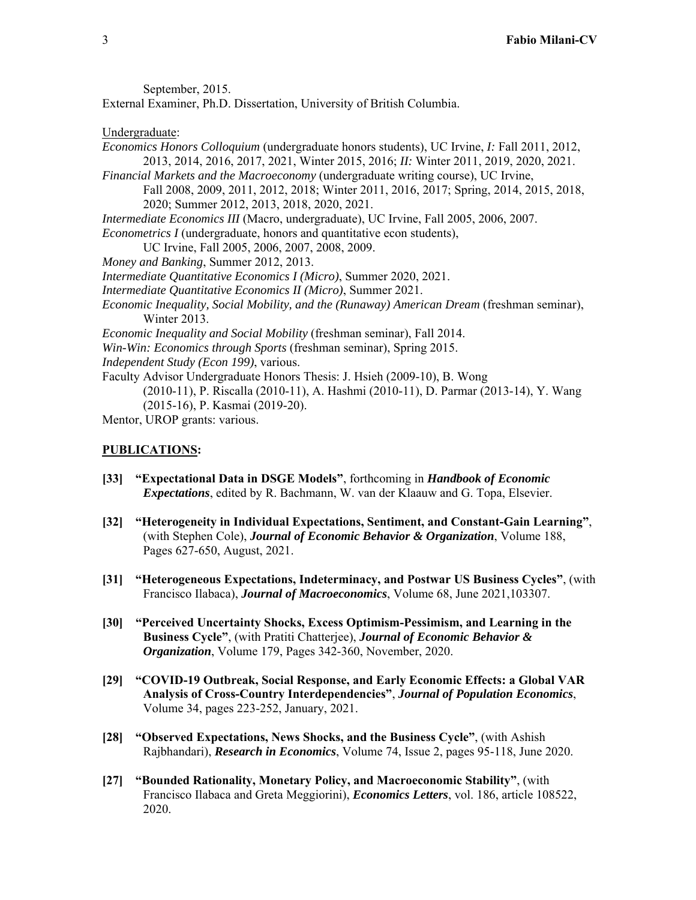September, 2015.

External Examiner, Ph.D. Dissertation, University of British Columbia.

Undergraduate:

*Economics Honors Colloquium* (undergraduate honors students), UC Irvine, *I:* Fall 2011, 2012, 2013, 2014, 2016, 2017, 2021, Winter 2015, 2016; *II:* Winter 2011, 2019, 2020, 2021.

*Financial Markets and the Macroeconomy* (undergraduate writing course), UC Irvine, Fall 2008, 2009, 2011, 2012, 2018; Winter 2011, 2016, 2017; Spring, 2014, 2015, 2018, 2020; Summer 2012, 2013, 2018, 2020, 2021.

*Intermediate Economics III* (Macro, undergraduate), UC Irvine, Fall 2005, 2006, 2007.

*Econometrics I* (undergraduate, honors and quantitative econ students), UC Irvine, Fall 2005, 2006, 2007, 2008, 2009.

*Money and Banking*, Summer 2012, 2013.

*Intermediate Quantitative Economics I (Micro)*, Summer 2020, 2021.

*Intermediate Quantitative Economics II (Micro)*, Summer 2021.

*Economic Inequality, Social Mobility, and the (Runaway) American Dream* (freshman seminar), Winter 2013.

*Economic Inequality and Social Mobility* (freshman seminar), Fall 2014.

*Win-Win: Economics through Sports* (freshman seminar), Spring 2015.

*Independent Study (Econ 199)*, various.

Faculty Advisor Undergraduate Honors Thesis: J. Hsieh (2009-10), B. Wong (2010-11), P. Riscalla (2010-11), A. Hashmi (2010-11), D. Parmar (2013-14), Y. Wang (2015-16), P. Kasmai (2019-20).

Mentor, UROP grants: various.

## PUBLICATIONS:

**[33] "Expectational Data in DSGE Models"**, forthcoming in ***Handbook of Economic Expectations***, edited by R. Bachmann, W. van der Klaauw and G. Topa, Elsevier.

**[32] "Heterogeneity in Individual Expectations, Sentiment, and Constant-Gain Learning"**, (with Stephen Cole), ***Journal of Economic Behavior & Organization***, Volume 188, Pages 627-650, August, 2021.

**[31] "Heterogeneous Expectations, Indeterminacy, and Postwar US Business Cycles"**, (with Francisco Ilabaca), ***Journal of Macroeconomics***, Volume 68, June 2021,103307.

**[30] "Perceived Uncertainty Shocks, Excess Optimism-Pessimism, and Learning in the Business Cycle"**, (with Pratiti Chatterjee), ***Journal of Economic Behavior & Organization***, Volume 179, Pages 342-360, November, 2020.

**[29] "COVID-19 Outbreak, Social Response, and Early Economic Effects: a Global VAR Analysis of Cross-Country Interdependencies"**, ***Journal of Population Economics***, Volume 34, pages 223-252, January, 2021.

**[28] "Observed Expectations, News Shocks, and the Business Cycle"**, (with Ashish Rajbhandari), ***Research in Economics***, Volume 74, Issue 2, pages 95-118, June 2020.

**[27] "Bounded Rationality, Monetary Policy, and Macroeconomic Stability"**, (with Francisco Ilabaca and Greta Meggiorini), ***Economics Letters***, vol. 186, article 108522, 2020.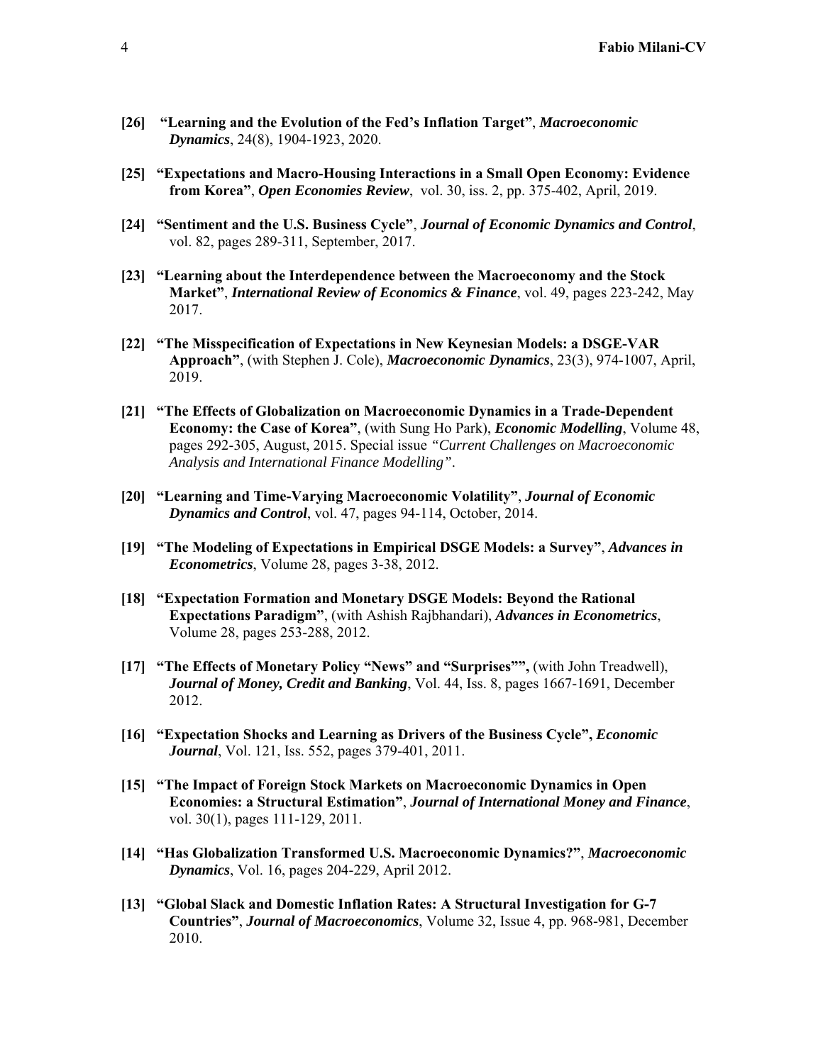**[26]** **"Learning and the Evolution of the Fed's Inflation Target"**, ***Macroeconomic Dynamics***, 24(8), 1904-1923, 2020.

**[25]** **"Expectations and Macro-Housing Interactions in a Small Open Economy: Evidence from Korea"**, ***Open Economies Review***, vol. 30, iss. 2, pp. 375-402, April, 2019.

**[24]** **"Sentiment and the U.S. Business Cycle"**, ***Journal of Economic Dynamics and Control***, vol. 82, pages 289-311, September, 2017.

**[23]** **"Learning about the Interdependence between the Macroeconomy and the Stock Market"**, ***International Review of Economics & Finance***, vol. 49, pages 223-242, May 2017.

**[22]** **"The Misspecification of Expectations in New Keynesian Models: a DSGE-VAR Approach"**, (with Stephen J. Cole), ***Macroeconomic Dynamics***, 23(3), 974-1007, April, 2019.

**[21]** **"The Effects of Globalization on Macroeconomic Dynamics in a Trade-Dependent Economy: the Case of Korea"**, (with Sung Ho Park), ***Economic Modelling***, Volume 48, pages 292-305, August, 2015. Special issue *"Current Challenges on Macroeconomic Analysis and International Finance Modelling"*.

**[20]** **"Learning and Time-Varying Macroeconomic Volatility"**, ***Journal of Economic Dynamics and Control***, vol. 47, pages 94-114, October, 2014.

**[19]** **"The Modeling of Expectations in Empirical DSGE Models: a Survey"**, ***Advances in Econometrics***, Volume 28, pages 3-38, 2012.

**[18]** **"Expectation Formation and Monetary DSGE Models: Beyond the Rational Expectations Paradigm"**, (with Ashish Rajbhandari), ***Advances in Econometrics***, Volume 28, pages 253-288, 2012.

**[17]** **"The Effects of Monetary Policy "News" and "Surprises"",** (with John Treadwell), ***Journal of Money, Credit and Banking***, Vol. 44, Iss. 8, pages 1667-1691, December 2012.

**[16]** **"Expectation Shocks and Learning as Drivers of the Business Cycle",** ***Economic Journal***, Vol. 121, Iss. 552, pages 379-401, 2011.

**[15]** **"The Impact of Foreign Stock Markets on Macroeconomic Dynamics in Open Economies: a Structural Estimation"**, ***Journal of International Money and Finance***, vol. 30(1), pages 111-129, 2011.

**[14]** **"Has Globalization Transformed U.S. Macroeconomic Dynamics?"**, ***Macroeconomic Dynamics***, Vol. 16, pages 204-229, April 2012.

**[13]** **"Global Slack and Domestic Inflation Rates: A Structural Investigation for G-7 Countries"**, ***Journal of Macroeconomics***, Volume 32, Issue 4, pp. 968-981, December 2010.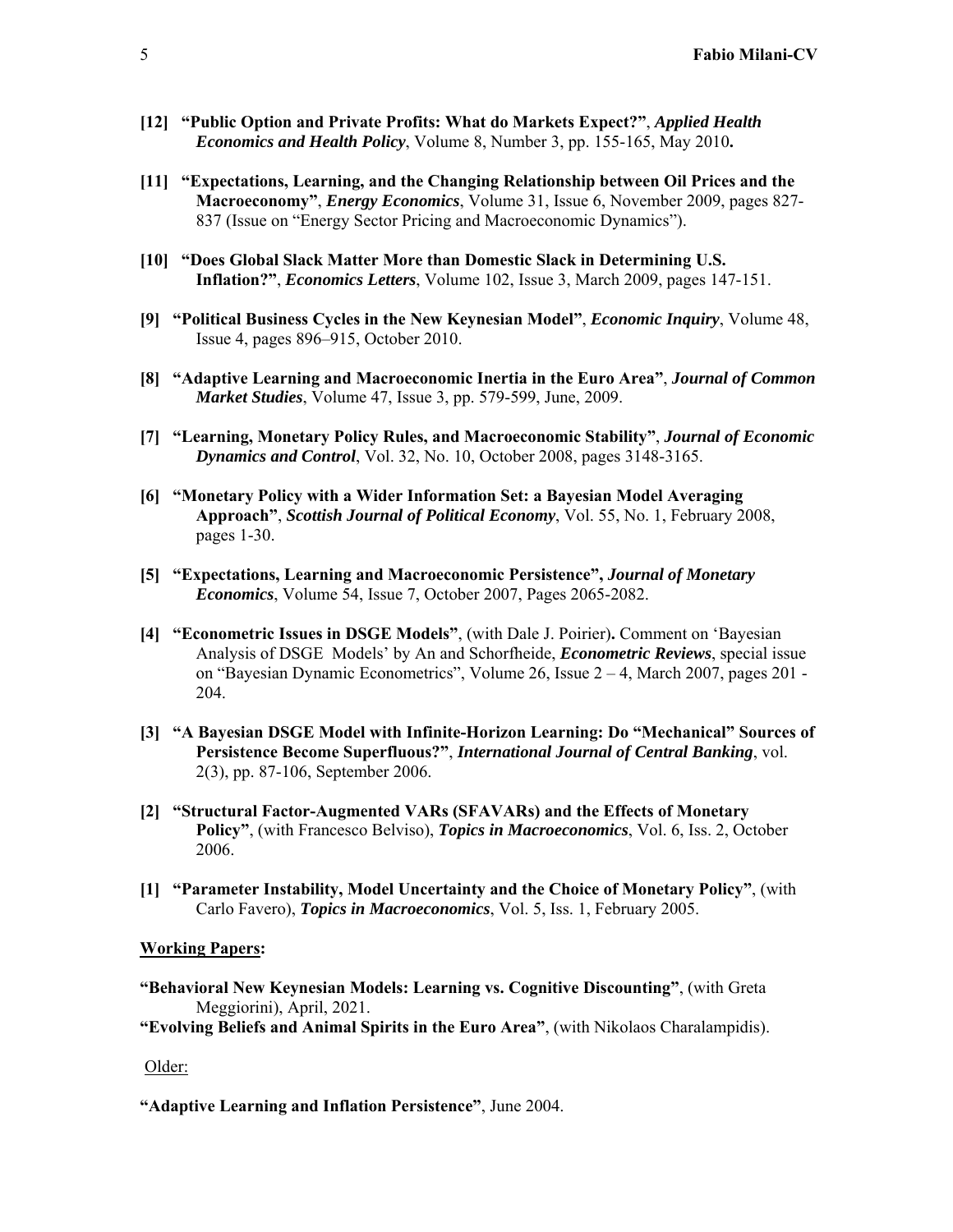**[12] "Public Option and Private Profits: What do Markets Expect?"**, ***Applied Health Economics and Health Policy***, Volume 8, Number 3, pp. 155-165, May 2010**.**

**[11] "Expectations, Learning, and the Changing Relationship between Oil Prices and the Macroeconomy"**, ***Energy Economics***, Volume 31, Issue 6, November 2009, pages 827-837 (Issue on "Energy Sector Pricing and Macroeconomic Dynamics").

**[10] "Does Global Slack Matter More than Domestic Slack in Determining U.S. Inflation?"**, ***Economics Letters***, Volume 102, Issue 3, March 2009, pages 147-151.

**[9] "Political Business Cycles in the New Keynesian Model"**, ***Economic Inquiry***, Volume 48, Issue 4, pages 896–915, October 2010.

**[8] "Adaptive Learning and Macroeconomic Inertia in the Euro Area"**, ***Journal of Common Market Studies***, Volume 47, Issue 3, pp. 579-599, June, 2009.

**[7] "Learning, Monetary Policy Rules, and Macroeconomic Stability"**, ***Journal of Economic Dynamics and Control***, Vol. 32, No. 10, October 2008, pages 3148-3165.

**[6] "Monetary Policy with a Wider Information Set: a Bayesian Model Averaging Approach"**, ***Scottish Journal of Political Economy***, Vol. 55, No. 1, February 2008, pages 1-30.

**[5] "Expectations, Learning and Macroeconomic Persistence",** ***Journal of Monetary Economics***, Volume 54, Issue 7, October 2007, Pages 2065-2082.

**[4] "Econometric Issues in DSGE Models"**, (with Dale J. Poirier)**.** Comment on 'Bayesian Analysis of DSGE Models' by An and Schorfheide, ***Econometric Reviews***, special issue on "Bayesian Dynamic Econometrics", Volume 26, Issue 2 – 4, March 2007, pages 201 - 204.

**[3] "A Bayesian DSGE Model with Infinite-Horizon Learning: Do "Mechanical" Sources of Persistence Become Superfluous?"**, ***International Journal of Central Banking***, vol. 2(3), pp. 87-106, September 2006.

**[2] "Structural Factor-Augmented VARs (SFAVARs) and the Effects of Monetary Policy"**, (with Francesco Belviso), ***Topics in Macroeconomics***, Vol. 6, Iss. 2, October 2006.

**[1] "Parameter Instability, Model Uncertainty and the Choice of Monetary Policy"**, (with Carlo Favero), ***Topics in Macroeconomics***, Vol. 5, Iss. 1, February 2005.

**Working Papers:**

**"Behavioral New Keynesian Models: Learning vs. Cognitive Discounting"**, (with Greta Meggiorini), April, 2021.

**"Evolving Beliefs and Animal Spirits in the Euro Area"**, (with Nikolaos Charalampidis).

Older:

**"Adaptive Learning and Inflation Persistence"**, June 2004.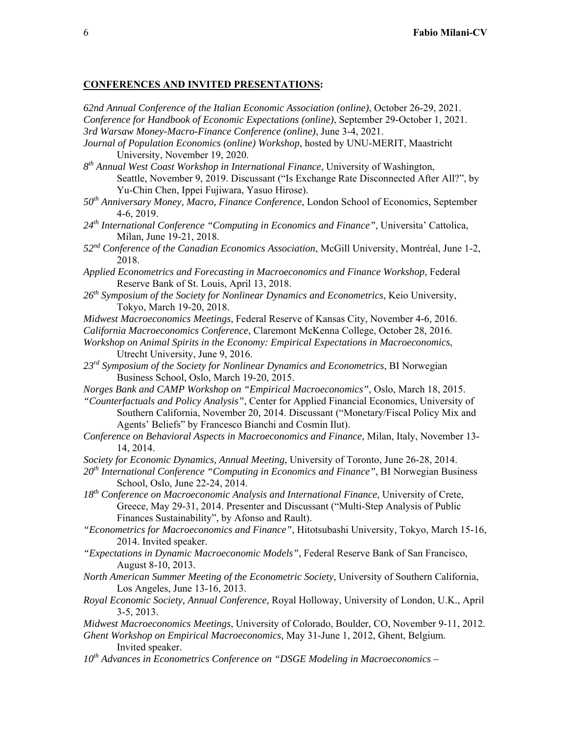**CONFERENCES AND INVITED PRESENTATIONS:**

*62nd Annual Conference of the Italian Economic Association (online)*, October 26-29, 2021.

*Conference for Handbook of Economic Expectations (online)*, September 29-October 1, 2021.

*3rd Warsaw Money-Macro-Finance Conference (online)*, June 3-4, 2021.

*Journal of Population Economics (online) Workshop*, hosted by UNU-MERIT, Maastricht University, November 19, 2020.

*8th Annual West Coast Workshop in International Finance*, University of Washington, Seattle, November 9, 2019. Discussant ("Is Exchange Rate Disconnected After All?", by Yu-Chin Chen, Ippei Fujiwara, Yasuo Hirose).

*50th Anniversary Money, Macro, Finance Conference*, London School of Economics, September 4-6, 2019.

*24th International Conference "Computing in Economics and Finance"*, Universita' Cattolica, Milan, June 19-21, 2018.

*52nd Conference of the Canadian Economics Association*, McGill University, Montréal, June 1-2, 2018.

*Applied Econometrics and Forecasting in Macroeconomics and Finance Workshop*, Federal Reserve Bank of St. Louis, April 13, 2018.

*26th Symposium of the Society for Nonlinear Dynamics and Econometrics*, Keio University, Tokyo, March 19-20, 2018.

*Midwest Macroeconomics Meetings*, Federal Reserve of Kansas City, November 4-6, 2016.

*California Macroeconomics Conference*, Claremont McKenna College, October 28, 2016.

*Workshop on Animal Spirits in the Economy: Empirical Expectations in Macroeconomics*, Utrecht University, June 9, 2016.

*23rd Symposium of the Society for Nonlinear Dynamics and Econometrics*, BI Norwegian Business School, Oslo, March 19-20, 2015.

*Norges Bank and CAMP Workshop on "Empirical Macroeconomics"*, Oslo, March 18, 2015.

*"Counterfactuals and Policy Analysis"*, Center for Applied Financial Economics, University of Southern California, November 20, 2014. Discussant ("Monetary/Fiscal Policy Mix and Agents' Beliefs" by Francesco Bianchi and Cosmin Ilut).

*Conference on Behavioral Aspects in Macroeconomics and Finance*, Milan, Italy, November 13-14, 2014.

*Society for Economic Dynamics, Annual Meeting*, University of Toronto, June 26-28, 2014.

*20th International Conference "Computing in Economics and Finance"*, BI Norwegian Business School, Oslo, June 22-24, 2014.

*18th Conference on Macroeconomic Analysis and International Finance*, University of Crete, Greece, May 29-31, 2014. Presenter and Discussant ("Multi-Step Analysis of Public Finances Sustainability", by Afonso and Rault).

*"Econometrics for Macroeconomics and Finance"*, Hitotsubashi University, Tokyo, March 15-16, 2014. Invited speaker.

*"Expectations in Dynamic Macroeconomic Models"*, Federal Reserve Bank of San Francisco, August 8-10, 2013.

*North American Summer Meeting of the Econometric Society*, University of Southern California, Los Angeles, June 13-16, 2013.

*Royal Economic Society, Annual Conference,* Royal Holloway, University of London, U.K., April 3-5, 2013.

*Midwest Macroeconomics Meetings*, University of Colorado, Boulder, CO, November 9-11, 2012.

*Ghent Workshop on Empirical Macroeconomics,* May 31-June 1, 2012, Ghent, Belgium. Invited speaker.

*10th Advances in Econometrics Conference on "DSGE Modeling in Macroeconomics –*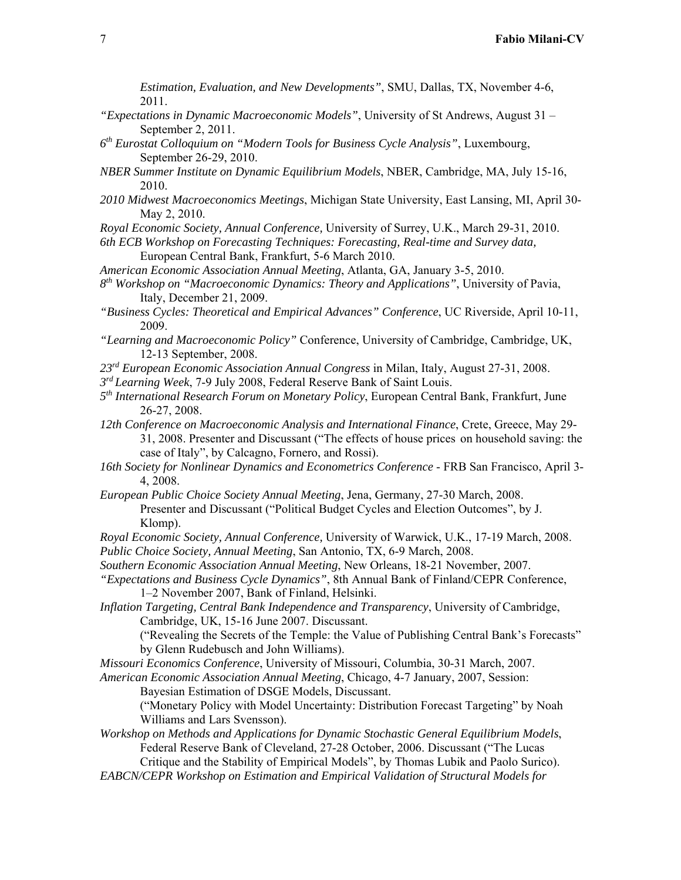*Estimation, Evaluation, and New Developments"*, SMU, Dallas, TX, November 4-6, 2011.

*"Expectations in Dynamic Macroeconomic Models"*, University of St Andrews, August 31 – September 2, 2011.

*6th Eurostat Colloquium on "Modern Tools for Business Cycle Analysis"*, Luxembourg, September 26-29, 2010.

*NBER Summer Institute on Dynamic Equilibrium Models*, NBER, Cambridge, MA, July 15-16, 2010.

*2010 Midwest Macroeconomics Meetings*, Michigan State University, East Lansing, MI, April 30-May 2, 2010.

*Royal Economic Society, Annual Conference,* University of Surrey, U.K., March 29-31, 2010.

*6th ECB Workshop on Forecasting Techniques: Forecasting, Real-time and Survey data,* European Central Bank, Frankfurt, 5-6 March 2010.

*American Economic Association Annual Meeting*, Atlanta, GA, January 3-5, 2010.

*8th Workshop on "Macroeconomic Dynamics: Theory and Applications"*, University of Pavia, Italy, December 21, 2009.

*"Business Cycles: Theoretical and Empirical Advances" Conference*, UC Riverside, April 10-11, 2009.

*"Learning and Macroeconomic Policy"* Conference, University of Cambridge, Cambridge, UK, 12-13 September, 2008.

*23rd European Economic Association Annual Congress* in Milan, Italy, August 27-31, 2008.

*3rd Learning Week*, 7-9 July 2008, Federal Reserve Bank of Saint Louis.

*5th International Research Forum on Monetary Policy*, European Central Bank, Frankfurt, June 26-27, 2008.

*12th Conference on Macroeconomic Analysis and International Finance*, Crete, Greece, May 29-31, 2008. Presenter and Discussant ("The effects of house prices on household saving: the case of Italy", by Calcagno, Fornero, and Rossi).

*16th Society for Nonlinear Dynamics and Econometrics Conference* - FRB San Francisco, April 3-4, 2008.

*European Public Choice Society Annual Meeting*, Jena, Germany, 27-30 March, 2008. Presenter and Discussant ("Political Budget Cycles and Election Outcomes", by J. Klomp).

*Royal Economic Society, Annual Conference,* University of Warwick, U.K., 17-19 March, 2008.

*Public Choice Society, Annual Meeting*, San Antonio, TX, 6-9 March, 2008.

*Southern Economic Association Annual Meeting*, New Orleans, 18-21 November, 2007.

*"Expectations and Business Cycle Dynamics"*, 8th Annual Bank of Finland/CEPR Conference, 1–2 November 2007, Bank of Finland, Helsinki.

*Inflation Targeting, Central Bank Independence and Transparency*, University of Cambridge, Cambridge, UK, 15-16 June 2007. Discussant.
("Revealing the Secrets of the Temple: the Value of Publishing Central Bank's Forecasts" by Glenn Rudebusch and John Williams).

*Missouri Economics Conference*, University of Missouri, Columbia, 30-31 March, 2007.

*American Economic Association Annual Meeting*, Chicago, 4-7 January, 2007, Session: Bayesian Estimation of DSGE Models, Discussant.
("Monetary Policy with Model Uncertainty: Distribution Forecast Targeting" by Noah Williams and Lars Svensson).

*Workshop on Methods and Applications for Dynamic Stochastic General Equilibrium Models*, Federal Reserve Bank of Cleveland, 27-28 October, 2006. Discussant ("The Lucas Critique and the Stability of Empirical Models", by Thomas Lubik and Paolo Surico).

*EABCN/CEPR Workshop on Estimation and Empirical Validation of Structural Models for*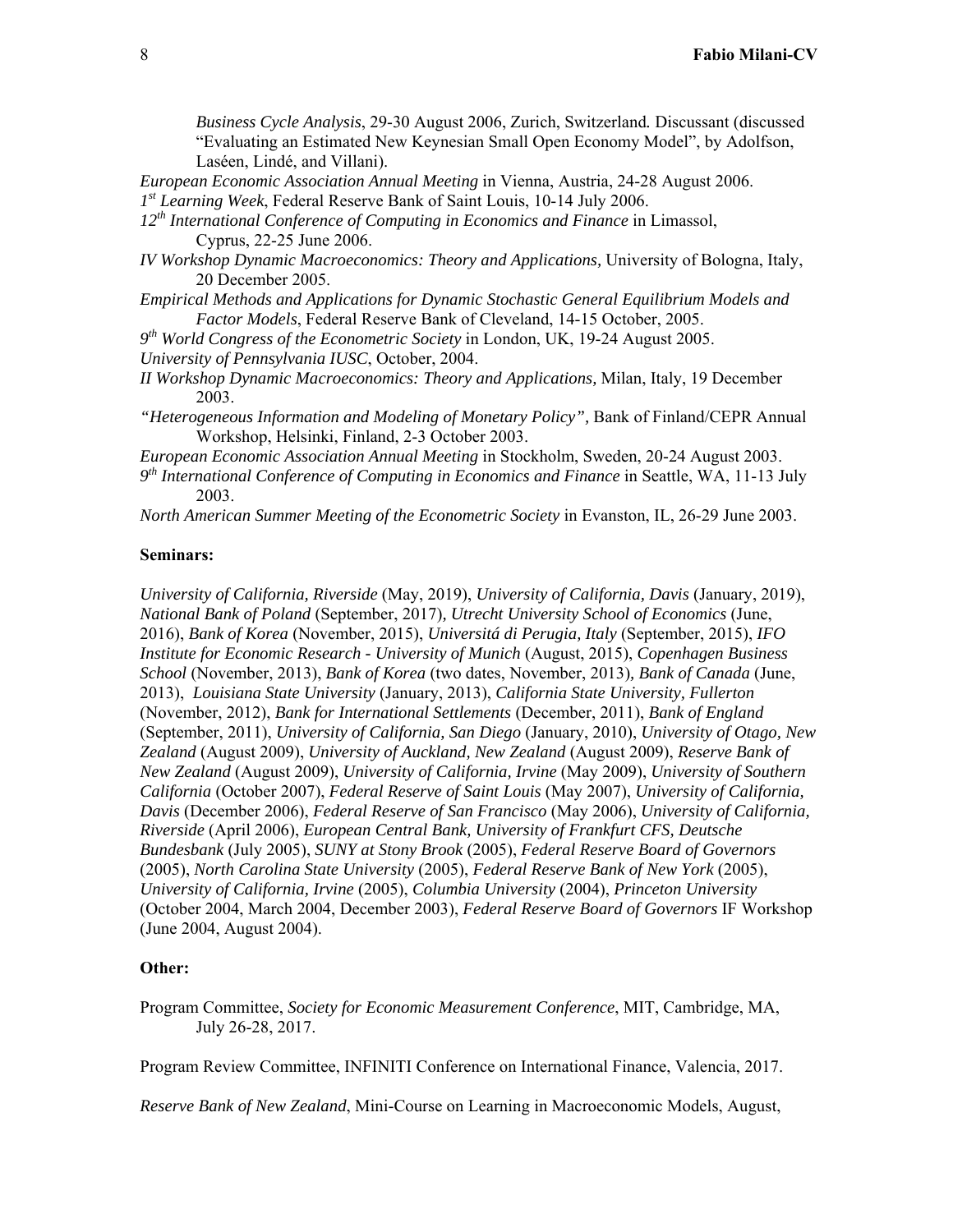*Business Cycle Analysis*, 29-30 August 2006, Zurich, Switzerland*.* Discussant (discussed "Evaluating an Estimated New Keynesian Small Open Economy Model", by Adolfson, Laséen, Lindé, and Villani).

*European Economic Association Annual Meeting* in Vienna, Austria, 24-28 August 2006.

*1st Learning Week*, Federal Reserve Bank of Saint Louis, 10-14 July 2006.

*12th International Conference of Computing in Economics and Finance* in Limassol, Cyprus, 22-25 June 2006.

*IV Workshop Dynamic Macroeconomics: Theory and Applications,* University of Bologna, Italy, 20 December 2005.

*Empirical Methods and Applications for Dynamic Stochastic General Equilibrium Models and Factor Models*, Federal Reserve Bank of Cleveland, 14-15 October, 2005.

*9th World Congress of the Econometric Society* in London, UK, 19-24 August 2005.

*University of Pennsylvania IUSC*, October, 2004.

*II Workshop Dynamic Macroeconomics: Theory and Applications,* Milan, Italy, 19 December 2003.

*"Heterogeneous Information and Modeling of Monetary Policy",* Bank of Finland/CEPR Annual Workshop, Helsinki, Finland, 2-3 October 2003.

*European Economic Association Annual Meeting* in Stockholm, Sweden, 20-24 August 2003.

*9th International Conference of Computing in Economics and Finance* in Seattle, WA, 11-13 July 2003.

*North American Summer Meeting of the Econometric Society* in Evanston, IL, 26-29 June 2003.

**Seminars:**

*University of California, Riverside* (May, 2019), *University of California, Davis* (January, 2019), *National Bank of Poland* (September, 2017)*, Utrecht University School of Economics* (June, 2016), *Bank of Korea* (November, 2015), *Universitá di Perugia, Italy* (September, 2015), *IFO Institute for Economic Research - University of Munich* (August, 2015), *Copenhagen Business School* (November, 2013), *Bank of Korea* (two dates, November, 2013)*, Bank of Canada* (June, 2013), *Louisiana State University* (January, 2013), *California State University, Fullerton* (November, 2012), *Bank for International Settlements* (December, 2011), *Bank of England* (September, 2011), *University of California, San Diego* (January, 2010), *University of Otago, New Zealand* (August 2009), *University of Auckland, New Zealand* (August 2009), *Reserve Bank of New Zealand* (August 2009), *University of California, Irvine* (May 2009), *University of Southern California* (October 2007), *Federal Reserve of Saint Louis* (May 2007), *University of California, Davis* (December 2006), *Federal Reserve of San Francisco* (May 2006), *University of California, Riverside* (April 2006), *European Central Bank, University of Frankfurt CFS, Deutsche Bundesbank* (July 2005), *SUNY at Stony Brook* (2005), *Federal Reserve Board of Governors* (2005), *North Carolina State University* (2005), *Federal Reserve Bank of New York* (2005), *University of California, Irvine* (2005), *Columbia University* (2004), *Princeton University* (October 2004, March 2004, December 2003), *Federal Reserve Board of Governors* IF Workshop (June 2004, August 2004).

**Other:**

Program Committee, *Society for Economic Measurement Conference*, MIT, Cambridge, MA, July 26-28, 2017.

Program Review Committee, INFINITI Conference on International Finance, Valencia, 2017.

*Reserve Bank of New Zealand*, Mini-Course on Learning in Macroeconomic Models, August,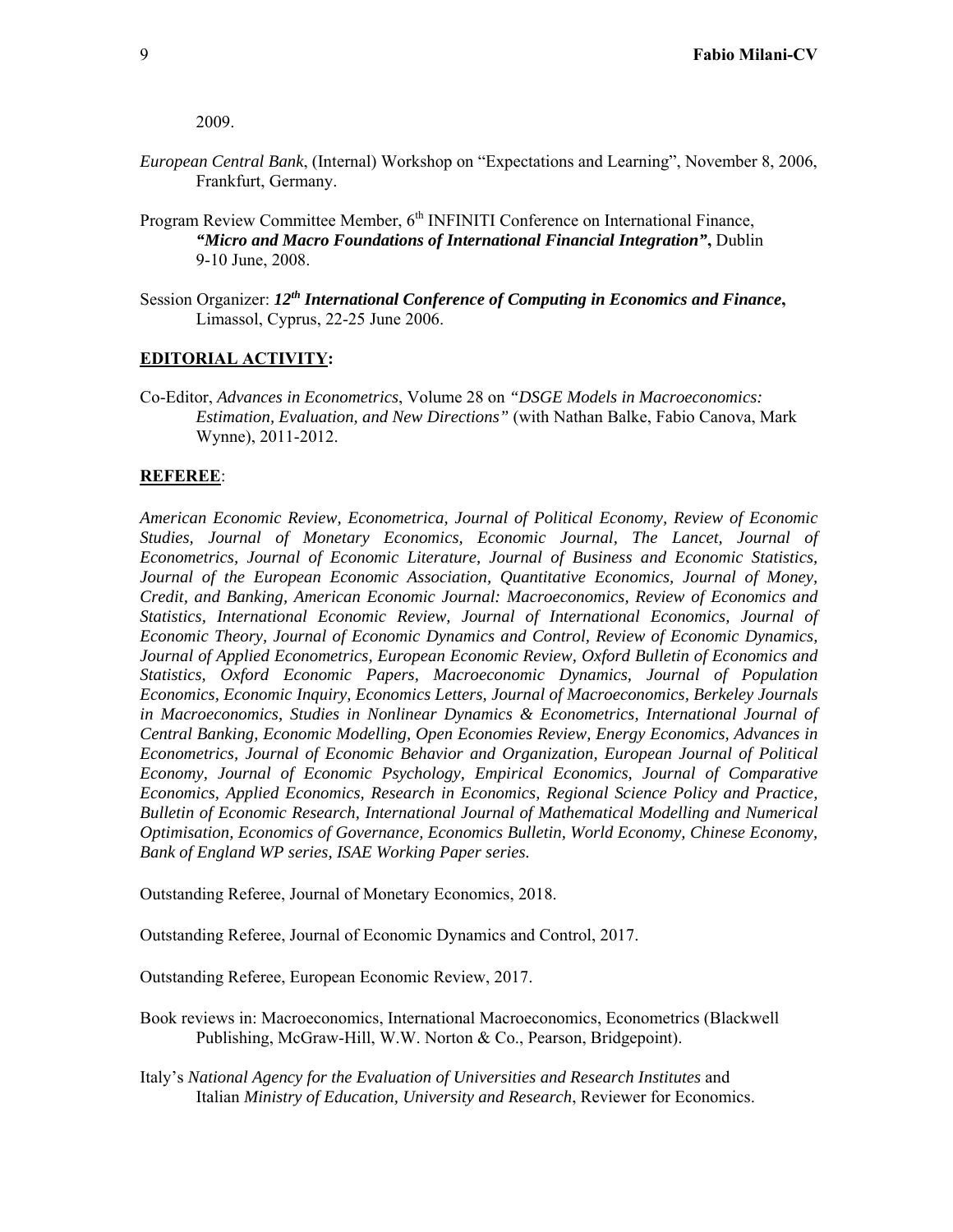2009.

*European Central Bank*, (Internal) Workshop on "Expectations and Learning", November 8, 2006, Frankfurt, Germany.

Program Review Committee Member, 6th INFINITI Conference on International Finance, ***"Micro and Macro Foundations of International Financial Integration",*** Dublin 9-10 June, 2008.

Session Organizer: ***12th International Conference of Computing in Economics and Finance*****,** Limassol, Cyprus, 22-25 June 2006.

## EDITORIAL ACTIVITY:

Co-Editor, *Advances in Econometrics*, Volume 28 on *"DSGE Models in Macroeconomics: Estimation, Evaluation, and New Directions"* (with Nathan Balke, Fabio Canova, Mark Wynne), 2011-2012.

## REFEREE:

*American Economic Review, Econometrica, Journal of Political Economy, Review of Economic Studies, Journal of Monetary Economics, Economic Journal, The Lancet, Journal of Econometrics, Journal of Economic Literature, Journal of Business and Economic Statistics, Journal of the European Economic Association, Quantitative Economics, Journal of Money, Credit, and Banking, American Economic Journal: Macroeconomics, Review of Economics and Statistics, International Economic Review, Journal of International Economics, Journal of Economic Theory, Journal of Economic Dynamics and Control, Review of Economic Dynamics, Journal of Applied Econometrics, European Economic Review, Oxford Bulletin of Economics and Statistics, Oxford Economic Papers, Macroeconomic Dynamics, Journal of Population Economics, Economic Inquiry, Economics Letters, Journal of Macroeconomics, Berkeley Journals in Macroeconomics, Studies in Nonlinear Dynamics & Econometrics, International Journal of Central Banking, Economic Modelling, Open Economies Review, Energy Economics, Advances in Econometrics, Journal of Economic Behavior and Organization, European Journal of Political Economy, Journal of Economic Psychology, Empirical Economics, Journal of Comparative Economics, Applied Economics, Research in Economics, Regional Science Policy and Practice, Bulletin of Economic Research, International Journal of Mathematical Modelling and Numerical Optimisation, Economics of Governance, Economics Bulletin, World Economy, Chinese Economy, Bank of England WP series, ISAE Working Paper series.*

Outstanding Referee, Journal of Monetary Economics, 2018.

Outstanding Referee, Journal of Economic Dynamics and Control, 2017.

Outstanding Referee, European Economic Review, 2017.

Book reviews in: Macroeconomics, International Macroeconomics, Econometrics (Blackwell Publishing, McGraw-Hill, W.W. Norton & Co., Pearson, Bridgepoint).

Italy's *National Agency for the Evaluation of Universities and Research Institutes* and Italian *Ministry of Education, University and Research*, Reviewer for Economics.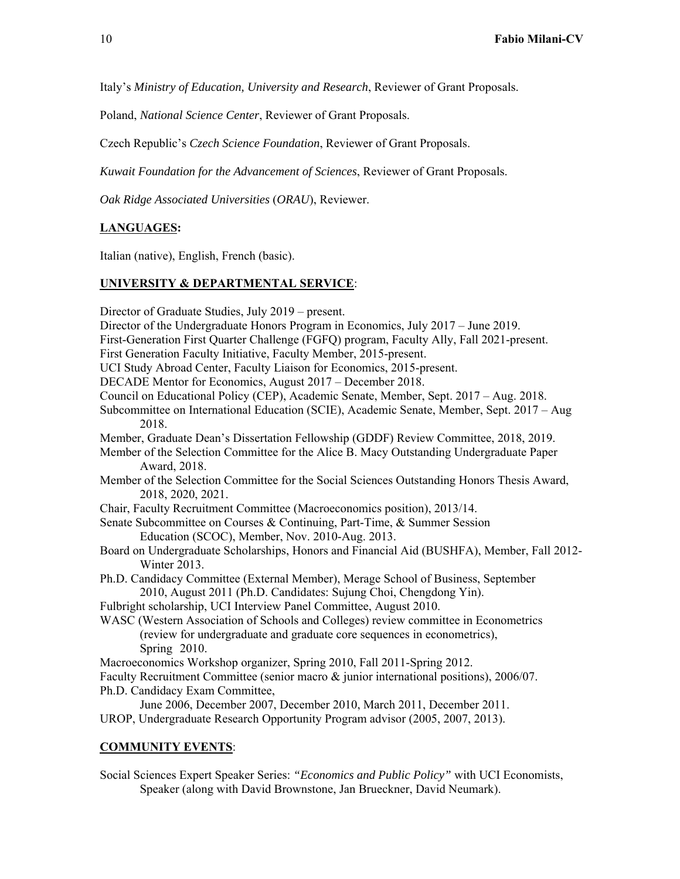Italy's *Ministry of Education, University and Research*, Reviewer of Grant Proposals.

Poland, *National Science Center*, Reviewer of Grant Proposals.

Czech Republic's *Czech Science Foundation*, Reviewer of Grant Proposals.

*Kuwait Foundation for the Advancement of Sciences*, Reviewer of Grant Proposals.

*Oak Ridge Associated Universities* (*ORAU*), Reviewer.

## LANGUAGES:

Italian (native), English, French (basic).

## UNIVERSITY & DEPARTMENTAL SERVICE:

Director of Graduate Studies, July 2019 – present.
Director of the Undergraduate Honors Program in Economics, July 2017 – June 2019.
First-Generation First Quarter Challenge (FGFQ) program, Faculty Ally, Fall 2021-present.
First Generation Faculty Initiative, Faculty Member, 2015-present.
UCI Study Abroad Center, Faculty Liaison for Economics, 2015-present.
DECADE Mentor for Economics, August 2017 – December 2018.
Council on Educational Policy (CEP), Academic Senate, Member, Sept. 2017 – Aug. 2018.
Subcommittee on International Education (SCIE), Academic Senate, Member, Sept. 2017 – Aug 2018.
Member, Graduate Dean's Dissertation Fellowship (GDDF) Review Committee, 2018, 2019.
Member of the Selection Committee for the Alice B. Macy Outstanding Undergraduate Paper Award, 2018.
Member of the Selection Committee for the Social Sciences Outstanding Honors Thesis Award, 2018, 2020, 2021.
Chair, Faculty Recruitment Committee (Macroeconomics position), 2013/14.
Senate Subcommittee on Courses & Continuing, Part-Time, & Summer Session Education (SCOC), Member, Nov. 2010-Aug. 2013.
Board on Undergraduate Scholarships, Honors and Financial Aid (BUSHFA), Member, Fall 2012-Winter 2013.
Ph.D. Candidacy Committee (External Member), Merage School of Business, September 2010, August 2011 (Ph.D. Candidates: Sujung Choi, Chengdong Yin).
Fulbright scholarship, UCI Interview Panel Committee, August 2010.
WASC (Western Association of Schools and Colleges) review committee in Econometrics (review for undergraduate and graduate core sequences in econometrics), Spring 2010.
Macroeconomics Workshop organizer, Spring 2010, Fall 2011-Spring 2012.
Faculty Recruitment Committee (senior macro & junior international positions), 2006/07.
Ph.D. Candidacy Exam Committee, June 2006, December 2007, December 2010, March 2011, December 2011.
UROP, Undergraduate Research Opportunity Program advisor (2005, 2007, 2013).

## COMMUNITY EVENTS:

Social Sciences Expert Speaker Series: *"Economics and Public Policy"* with UCI Economists, Speaker (along with David Brownstone, Jan Brueckner, David Neumark).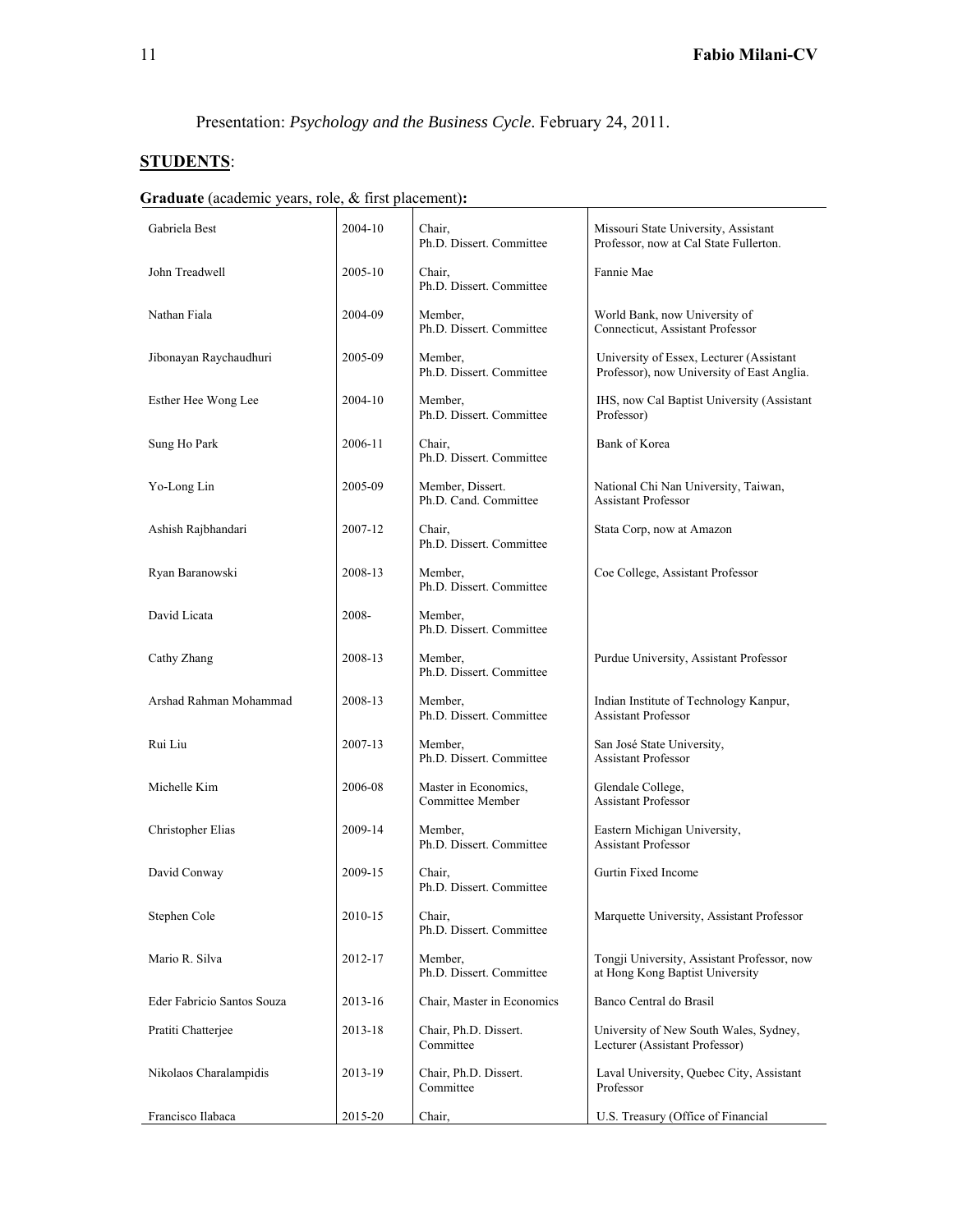Presentation: *Psychology and the Business Cycle*. February 24, 2011.

## STUDENTS:

**Graduate** (academic years, role, & first placement)**:**

| | | | |
|---|---|---|---|
| Gabriela Best | 2004-10 | Chair, Ph.D. Dissert. Committee | Missouri State University, Assistant Professor, now at Cal State Fullerton. |
| John Treadwell | 2005-10 | Chair, Ph.D. Dissert. Committee | Fannie Mae |
| Nathan Fiala | 2004-09 | Member, Ph.D. Dissert. Committee | World Bank, now University of Connecticut, Assistant Professor |
| Jibonayan Raychaudhuri | 2005-09 | Member, Ph.D. Dissert. Committee | University of Essex, Lecturer (Assistant Professor), now University of East Anglia. |
| Esther Hee Wong Lee | 2004-10 | Member, Ph.D. Dissert. Committee | IHS, now Cal Baptist University (Assistant Professor) |
| Sung Ho Park | 2006-11 | Chair, Ph.D. Dissert. Committee | Bank of Korea |
| Yo-Long Lin | 2005-09 | Member, Dissert. Ph.D. Cand. Committee | National Chi Nan University, Taiwan, Assistant Professor |
| Ashish Rajbhandari | 2007-12 | Chair, Ph.D. Dissert. Committee | Stata Corp, now at Amazon |
| Ryan Baranowski | 2008-13 | Member, Ph.D. Dissert. Committee | Coe College, Assistant Professor |
| David Licata | 2008- | Member, Ph.D. Dissert. Committee | |
| Cathy Zhang | 2008-13 | Member, Ph.D. Dissert. Committee | Purdue University, Assistant Professor |
| Arshad Rahman Mohammad | 2008-13 | Member, Ph.D. Dissert. Committee | Indian Institute of Technology Kanpur, Assistant Professor |
| Rui Liu | 2007-13 | Member, Ph.D. Dissert. Committee | San José State University, Assistant Professor |
| Michelle Kim | 2006-08 | Master in Economics, Committee Member | Glendale College, Assistant Professor |
| Christopher Elias | 2009-14 | Member, Ph.D. Dissert. Committee | Eastern Michigan University, Assistant Professor |
| David Conway | 2009-15 | Chair, Ph.D. Dissert. Committee | Gurtin Fixed Income |
| Stephen Cole | 2010-15 | Chair, Ph.D. Dissert. Committee | Marquette University, Assistant Professor |
| Mario R. Silva | 2012-17 | Member, Ph.D. Dissert. Committee | Tongji University, Assistant Professor, now at Hong Kong Baptist University |
| Eder Fabricio Santos Souza | 2013-16 | Chair, Master in Economics | Banco Central do Brasil |
| Pratiti Chatterjee | 2013-18 | Chair, Ph.D. Dissert. Committee | University of New South Wales, Sydney, Lecturer (Assistant Professor) |
| Nikolaos Charalampidis | 2013-19 | Chair, Ph.D. Dissert. Committee | Laval University, Quebec City, Assistant Professor |
| Francisco Ilabaca | 2015-20 | Chair, | U.S. Treasury (Office of Financial |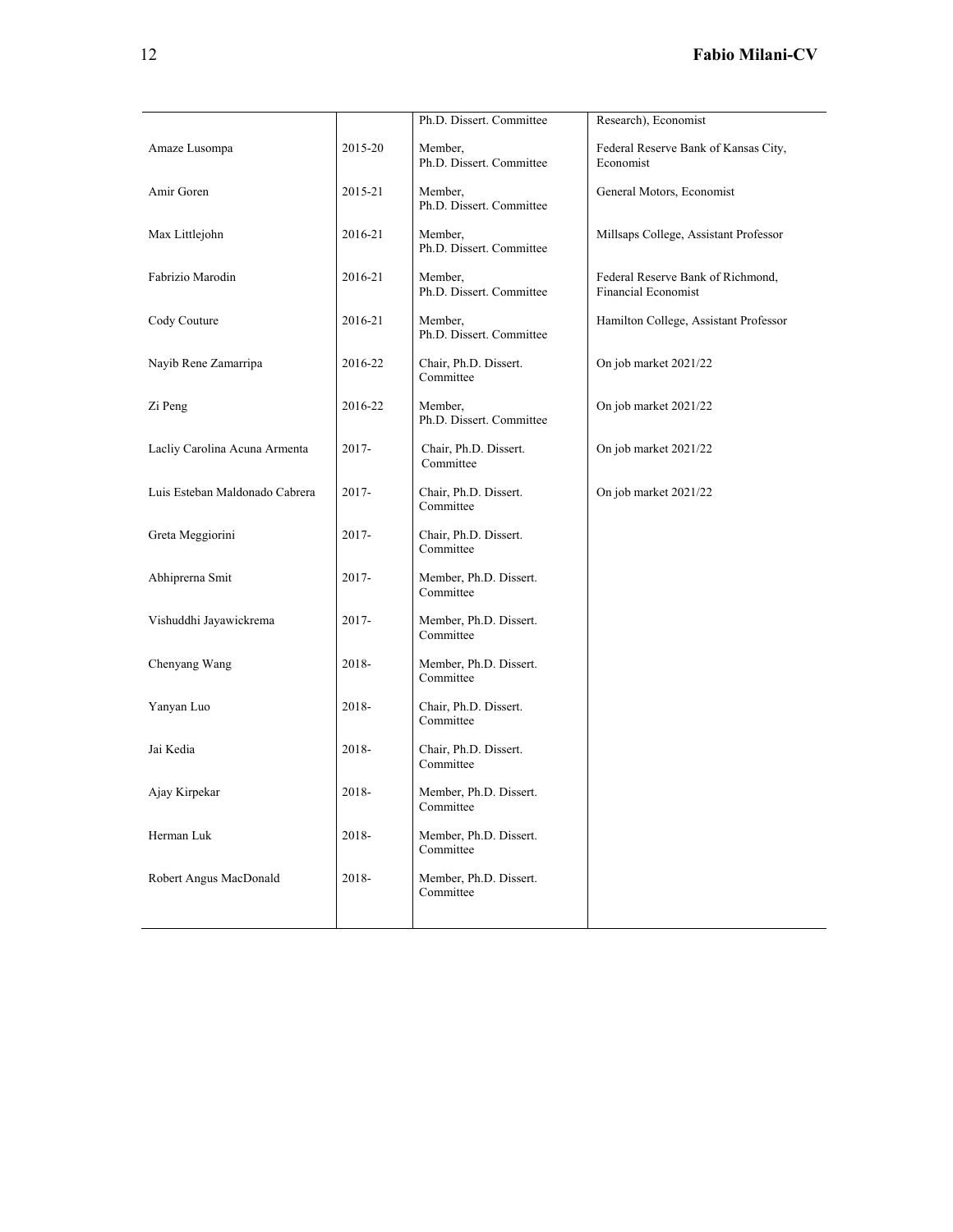| | | | |
|---|---|---|---|
| | | Ph.D. Dissert. Committee | Research), Economist |
| Amaze Lusompa | 2015-20 | Member, Ph.D. Dissert. Committee | Federal Reserve Bank of Kansas City, Economist |
| Amir Goren | 2015-21 | Member, Ph.D. Dissert. Committee | General Motors, Economist |
| Max Littlejohn | 2016-21 | Member, Ph.D. Dissert. Committee | Millsaps College, Assistant Professor |
| Fabrizio Marodin | 2016-21 | Member, Ph.D. Dissert. Committee | Federal Reserve Bank of Richmond, Financial Economist |
| Cody Couture | 2016-21 | Member, Ph.D. Dissert. Committee | Hamilton College, Assistant Professor |
| Nayib Rene Zamarripa | 2016-22 | Chair, Ph.D. Dissert. Committee | On job market 2021/22 |
| Zi Peng | 2016-22 | Member, Ph.D. Dissert. Committee | On job market 2021/22 |
| Lacliy Carolina Acuna Armenta | 2017- | Chair, Ph.D. Dissert. Committee | On job market 2021/22 |
| Luis Esteban Maldonado Cabrera | 2017- | Chair, Ph.D. Dissert. Committee | On job market 2021/22 |
| Greta Meggiorini | 2017- | Chair, Ph.D. Dissert. Committee | |
| Abhiprerna Smit | 2017- | Member, Ph.D. Dissert. Committee | |
| Vishuddhi Jayawickrema | 2017- | Member, Ph.D. Dissert. Committee | |
| Chenyang Wang | 2018- | Member, Ph.D. Dissert. Committee | |
| Yanyan Luo | 2018- | Chair, Ph.D. Dissert. Committee | |
| Jai Kedia | 2018- | Chair, Ph.D. Dissert. Committee | |
| Ajay Kirpekar | 2018- | Member, Ph.D. Dissert. Committee | |
| Herman Luk | 2018- | Member, Ph.D. Dissert. Committee | |
| Robert Angus MacDonald | 2018- | Member, Ph.D. Dissert. Committee | |